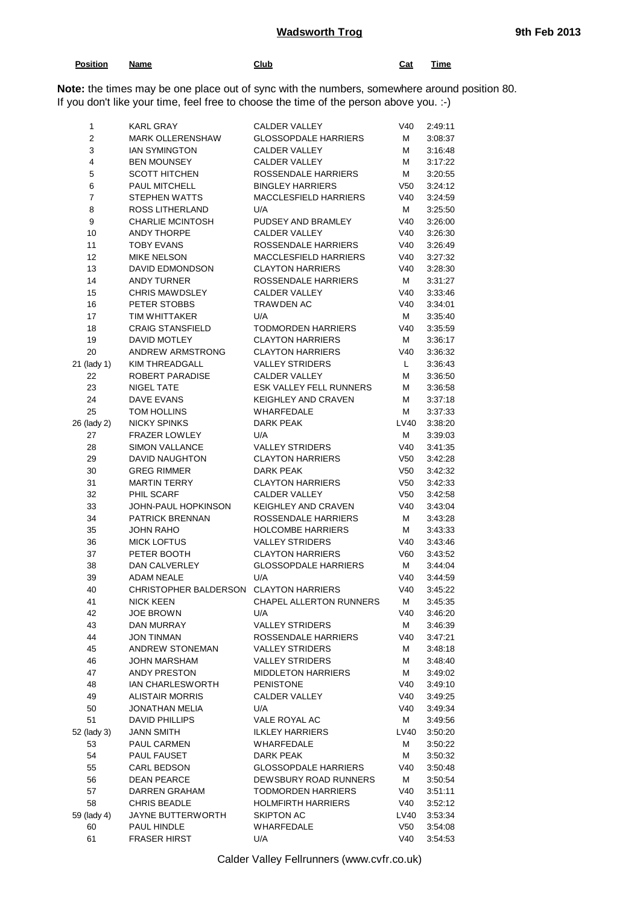# Wadsworth Trog

**9th Feb 2013**

**Note:** the times may be one place out of sync with the numbers, somewhere around position 80.
If you don't like your time, feel free to choose the time of the person above you. :-)

| Position | Name | Club | Cat | Time |
|---|---|---|---|---|
| 1 | KARL GRAY | CALDER VALLEY | V40 | 2:49:11 |
| 2 | MARK OLLERENSHAW | GLOSSOPDALE HARRIERS | M | 3:08:37 |
| 3 | IAN SYMINGTON | CALDER VALLEY | M | 3:16:48 |
| 4 | BEN MOUNSEY | CALDER VALLEY | M | 3:17:22 |
| 5 | SCOTT HITCHEN | ROSSENDALE HARRIERS | M | 3:20:55 |
| 6 | PAUL MITCHELL | BINGLEY HARRIERS | V50 | 3:24:12 |
| 7 | STEPHEN WATTS | MACCLESFIELD HARRIERS | V40 | 3:24:59 |
| 8 | ROSS LITHERLAND | U/A | M | 3:25:50 |
| 9 | CHARLIE MCINTOSH | PUDSEY AND BRAMLEY | V40 | 3:26:00 |
| 10 | ANDY THORPE | CALDER VALLEY | V40 | 3:26:30 |
| 11 | TOBY EVANS | ROSSENDALE HARRIERS | V40 | 3:26:49 |
| 12 | MIKE NELSON | MACCLESFIELD HARRIERS | V40 | 3:27:32 |
| 13 | DAVID EDMONDSON | CLAYTON HARRIERS | V40 | 3:28:30 |
| 14 | ANDY TURNER | ROSSENDALE HARRIERS | M | 3:31:27 |
| 15 | CHRIS MAWDSLEY | CALDER VALLEY | V40 | 3:33:46 |
| 16 | PETER STOBBS | TRAWDEN AC | V40 | 3:34:01 |
| 17 | TIM WHITTAKER | U/A | M | 3:35:40 |
| 18 | CRAIG STANSFIELD | TODMORDEN HARRIERS | V40 | 3:35:59 |
| 19 | DAVID MOTLEY | CLAYTON HARRIERS | M | 3:36:17 |
| 20 | ANDREW ARMSTRONG | CLAYTON HARRIERS | V40 | 3:36:32 |
| 21 (lady 1) | KIM THREADGALL | VALLEY STRIDERS | L | 3:36:43 |
| 22 | ROBERT PARADISE | CALDER VALLEY | M | 3:36:50 |
| 23 | NIGEL TATE | ESK VALLEY FELL RUNNERS | M | 3:36:58 |
| 24 | DAVE EVANS | KEIGHLEY AND CRAVEN | M | 3:37:18 |
| 25 | TOM HOLLINS | WHARFEDALE | M | 3:37:33 |
| 26 (lady 2) | NICKY SPINKS | DARK PEAK | LV40 | 3:38:20 |
| 27 | FRAZER LOWLEY | U/A | M | 3:39:03 |
| 28 | SIMON VALLANCE | VALLEY STRIDERS | V40 | 3:41:35 |
| 29 | DAVID NAUGHTON | CLAYTON HARRIERS | V50 | 3:42:28 |
| 30 | GREG RIMMER | DARK PEAK | V50 | 3:42:32 |
| 31 | MARTIN TERRY | CLAYTON HARRIERS | V50 | 3:42:33 |
| 32 | PHIL SCARF | CALDER VALLEY | V50 | 3:42:58 |
| 33 | JOHN-PAUL HOPKINSON | KEIGHLEY AND CRAVEN | V40 | 3:43:04 |
| 34 | PATRICK BRENNAN | ROSSENDALE HARRIERS | M | 3:43:28 |
| 35 | JOHN RAHO | HOLCOMBE HARRIERS | M | 3:43:33 |
| 36 | MICK LOFTUS | VALLEY STRIDERS | V40 | 3:43:46 |
| 37 | PETER BOOTH | CLAYTON HARRIERS | V60 | 3:43:52 |
| 38 | DAN CALVERLEY | GLOSSOPDALE HARRIERS | M | 3:44:04 |
| 39 | ADAM NEALE | U/A | V40 | 3:44:59 |
| 40 | CHRISTOPHER BALDERSON | CLAYTON HARRIERS | V40 | 3:45:22 |
| 41 | NICK KEEN | CHAPEL ALLERTON RUNNERS | M | 3:45:35 |
| 42 | JOE BROWN | U/A | V40 | 3:46:20 |
| 43 | DAN MURRAY | VALLEY STRIDERS | M | 3:46:39 |
| 44 | JON TINMAN | ROSSENDALE HARRIERS | V40 | 3:47:21 |
| 45 | ANDREW STONEMAN | VALLEY STRIDERS | M | 3:48:18 |
| 46 | JOHN MARSHAM | VALLEY STRIDERS | M | 3:48:40 |
| 47 | ANDY PRESTON | MIDDLETON HARRIERS | M | 3:49:02 |
| 48 | IAN CHARLESWORTH | PENISTONE | V40 | 3:49:10 |
| 49 | ALISTAIR MORRIS | CALDER VALLEY | V40 | 3:49:25 |
| 50 | JONATHAN MELIA | U/A | V40 | 3:49:34 |
| 51 | DAVID PHILLIPS | VALE ROYAL AC | M | 3:49:56 |
| 52 (lady 3) | JANN SMITH | ILKLEY HARRIERS | LV40 | 3:50:20 |
| 53 | PAUL CARMEN | WHARFEDALE | M | 3:50:22 |
| 54 | PAUL FAUSET | DARK PEAK | M | 3:50:32 |
| 55 | CARL BEDSON | GLOSSOPDALE HARRIERS | V40 | 3:50:48 |
| 56 | DEAN PEARCE | DEWSBURY ROAD RUNNERS | M | 3:50:54 |
| 57 | DARREN GRAHAM | TODMORDEN HARRIERS | V40 | 3:51:11 |
| 58 | CHRIS BEADLE | HOLMFIRTH HARRIERS | V40 | 3:52:12 |
| 59 (lady 4) | JAYNE BUTTERWORTH | SKIPTON AC | LV40 | 3:53:34 |
| 60 | PAUL HINDLE | WHARFEDALE | V50 | 3:54:08 |
| 61 | FRASER HIRST | U/A | V40 | 3:54:53 |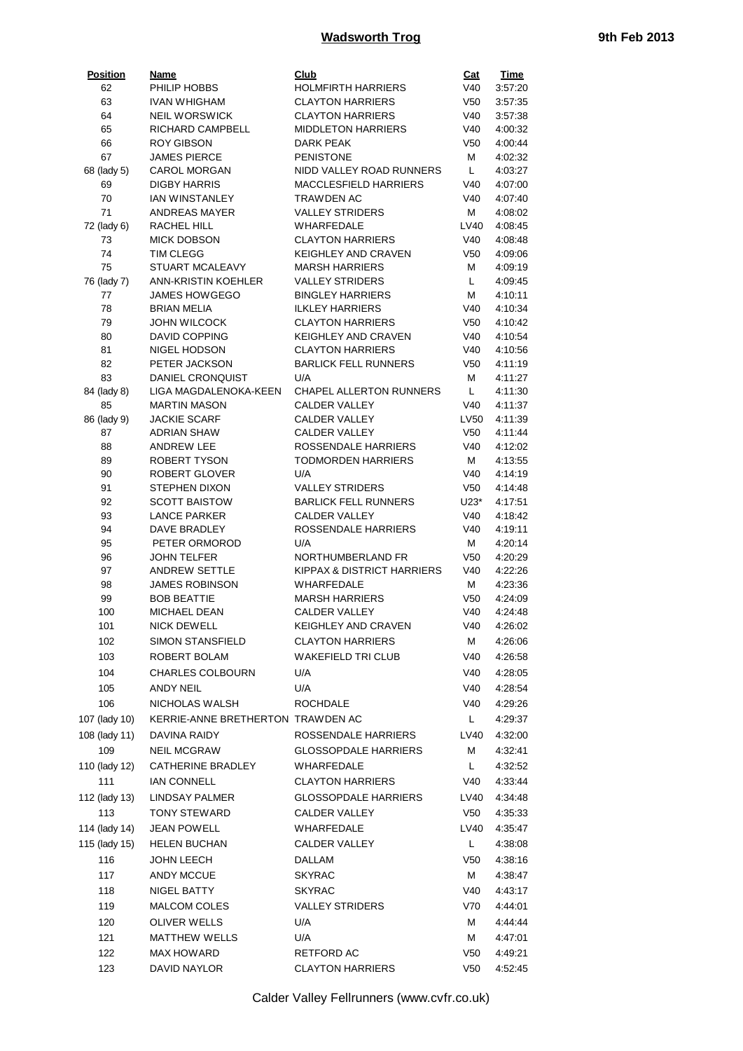## Wadsworth Trog

9th Feb 2013

| Position | Name | Club | Cat | Time |
|---|---|---|---|---|
| 62 | PHILIP HOBBS | HOLMFIRTH HARRIERS | V40 | 3:57:20 |
| 63 | IVAN WHIGHAM | CLAYTON HARRIERS | V50 | 3:57:35 |
| 64 | NEIL WORSWICK | CLAYTON HARRIERS | V40 | 3:57:38 |
| 65 | RICHARD CAMPBELL | MIDDLETON HARRIERS | V40 | 4:00:32 |
| 66 | ROY GIBSON | DARK PEAK | V50 | 4:00:44 |
| 67 | JAMES PIERCE | PENISTONE | M | 4:02:32 |
| 68 (lady 5) | CAROL MORGAN | NIDD VALLEY ROAD RUNNERS | L | 4:03:27 |
| 69 | DIGBY HARRIS | MACCLESFIELD HARRIERS | V40 | 4:07:00 |
| 70 | IAN WINSTANLEY | TRAWDEN AC | V40 | 4:07:40 |
| 71 | ANDREAS MAYER | VALLEY STRIDERS | M | 4:08:02 |
| 72 (lady 6) | RACHEL HILL | WHARFEDALE | LV40 | 4:08:45 |
| 73 | MICK DOBSON | CLAYTON HARRIERS | V40 | 4:08:48 |
| 74 | TIM CLEGG | KEIGHLEY AND CRAVEN | V50 | 4:09:06 |
| 75 | STUART MCALEAVY | MARSH HARRIERS | M | 4:09:19 |
| 76 (lady 7) | ANN-KRISTIN KOEHLER | VALLEY STRIDERS | L | 4:09:45 |
| 77 | JAMES HOWGEGO | BINGLEY HARRIERS | M | 4:10:11 |
| 78 | BRIAN MELIA | ILKLEY HARRIERS | V40 | 4:10:34 |
| 79 | JOHN WILCOCK | CLAYTON HARRIERS | V50 | 4:10:42 |
| 80 | DAVID COPPING | KEIGHLEY AND CRAVEN | V40 | 4:10:54 |
| 81 | NIGEL HODSON | CLAYTON HARRIERS | V40 | 4:10:56 |
| 82 | PETER JACKSON | BARLICK FELL RUNNERS | V50 | 4:11:19 |
| 83 | DANIEL CRONQUIST | U/A | M | 4:11:27 |
| 84 (lady 8) | LIGA MAGDALENOKA-KEEN | CHAPEL ALLERTON RUNNERS | L | 4:11:30 |
| 85 | MARTIN MASON | CALDER VALLEY | V40 | 4:11:37 |
| 86 (lady 9) | JACKIE SCARF | CALDER VALLEY | LV50 | 4:11:39 |
| 87 | ADRIAN SHAW | CALDER VALLEY | V50 | 4:11:44 |
| 88 | ANDREW LEE | ROSSENDALE HARRIERS | V40 | 4:12:02 |
| 89 | ROBERT TYSON | TODMORDEN HARRIERS | M | 4:13:55 |
| 90 | ROBERT GLOVER | U/A | V40 | 4:14:19 |
| 91 | STEPHEN DIXON | VALLEY STRIDERS | V50 | 4:14:48 |
| 92 | SCOTT BAISTOW | BARLICK FELL RUNNERS | U23* | 4:17:51 |
| 93 | LANCE PARKER | CALDER VALLEY | V40 | 4:18:42 |
| 94 | DAVE BRADLEY | ROSSENDALE HARRIERS | V40 | 4:19:11 |
| 95 | PETER ORMOROD | U/A | M | 4:20:14 |
| 96 | JOHN TELFER | NORTHUMBERLAND FR | V50 | 4:20:29 |
| 97 | ANDREW SETTLE | KIPPAX & DISTRICT HARRIERS | V40 | 4:22:26 |
| 98 | JAMES ROBINSON | WHARFEDALE | M | 4:23:36 |
| 99 | BOB BEATTIE | MARSH HARRIERS | V50 | 4:24:09 |
| 100 | MICHAEL DEAN | CALDER VALLEY | V40 | 4:24:48 |
| 101 | NICK DEWELL | KEIGHLEY AND CRAVEN | V40 | 4:26:02 |
| 102 | SIMON STANSFIELD | CLAYTON HARRIERS | M | 4:26:06 |
| 103 | ROBERT BOLAM | WAKEFIELD TRI CLUB | V40 | 4:26:58 |
| 104 | CHARLES COLBOURN | U/A | V40 | 4:28:05 |
| 105 | ANDY NEIL | U/A | V40 | 4:28:54 |
| 106 | NICHOLAS WALSH | ROCHDALE | V40 | 4:29:26 |
| 107 (lady 10) | KERRIE-ANNE BRETHERTON | TRAWDEN AC | L | 4:29:37 |
| 108 (lady 11) | DAVINA RAIDY | ROSSENDALE HARRIERS | LV40 | 4:32:00 |
| 109 | NEIL MCGRAW | GLOSSOPDALE HARRIERS | M | 4:32:41 |
| 110 (lady 12) | CATHERINE BRADLEY | WHARFEDALE | L | 4:32:52 |
| 111 | IAN CONNELL | CLAYTON HARRIERS | V40 | 4:33:44 |
| 112 (lady 13) | LINDSAY PALMER | GLOSSOPDALE HARRIERS | LV40 | 4:34:48 |
| 113 | TONY STEWARD | CALDER VALLEY | V50 | 4:35:33 |
| 114 (lady 14) | JEAN POWELL | WHARFEDALE | LV40 | 4:35:47 |
| 115 (lady 15) | HELEN BUCHAN | CALDER VALLEY | L | 4:38:08 |
| 116 | JOHN LEECH | DALLAM | V50 | 4:38:16 |
| 117 | ANDY MCCUE | SKYRAC | M | 4:38:47 |
| 118 | NIGEL BATTY | SKYRAC | V40 | 4:43:17 |
| 119 | MALCOM COLES | VALLEY STRIDERS | V70 | 4:44:01 |
| 120 | OLIVER WELLS | U/A | M | 4:44:44 |
| 121 | MATTHEW WELLS | U/A | M | 4:47:01 |
| 122 | MAX HOWARD | RETFORD AC | V50 | 4:49:21 |
| 123 | DAVID NAYLOR | CLAYTON HARRIERS | V50 | 4:52:45 |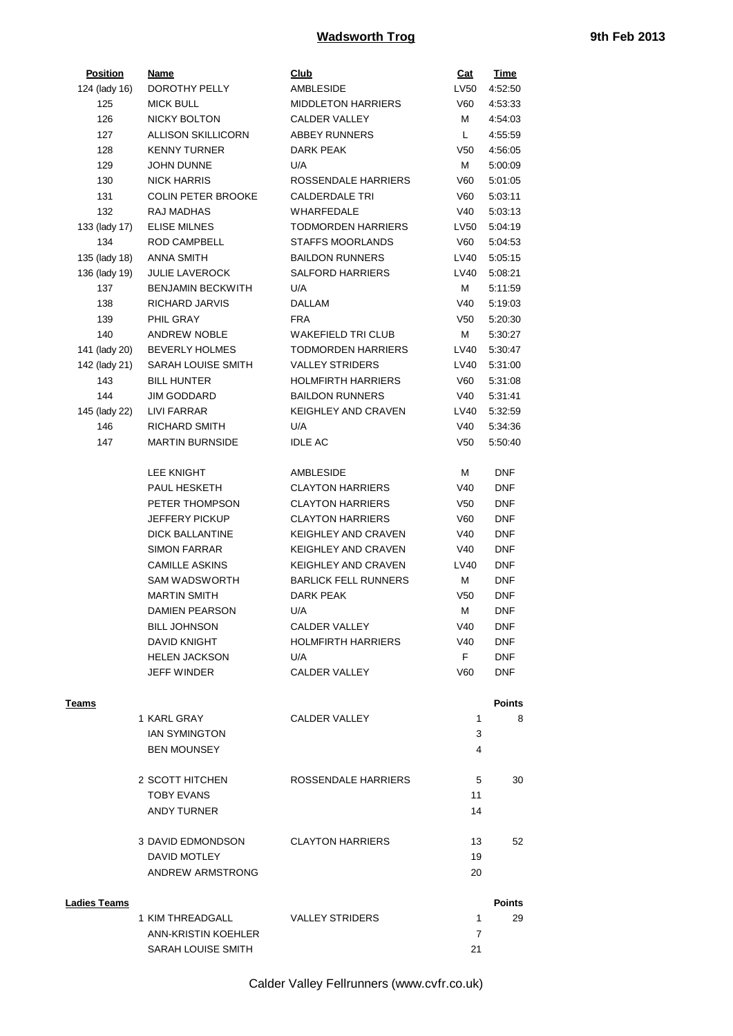| Position | Name | Club | Cat | Time |
|---|---|---|---|---|
| 124 (lady 16) | DOROTHY PELLY | AMBLESIDE | LV50 | 4:52:50 |
| 125 | MICK BULL | MIDDLETON HARRIERS | V60 | 4:53:33 |
| 126 | NICKY BOLTON | CALDER VALLEY | M | 4:54:03 |
| 127 | ALLISON SKILLICORN | ABBEY RUNNERS | L | 4:55:59 |
| 128 | KENNY TURNER | DARK PEAK | V50 | 4:56:05 |
| 129 | JOHN DUNNE | U/A | M | 5:00:09 |
| 130 | NICK HARRIS | ROSSENDALE HARRIERS | V60 | 5:01:05 |
| 131 | COLIN PETER BROOKE | CALDERDALE TRI | V60 | 5:03:11 |
| 132 | RAJ MADHAS | WHARFEDALE | V40 | 5:03:13 |
| 133 (lady 17) | ELISE MILNES | TODMORDEN HARRIERS | LV50 | 5:04:19 |
| 134 | ROD CAMPBELL | STAFFS MOORLANDS | V60 | 5:04:53 |
| 135 (lady 18) | ANNA SMITH | BAILDON RUNNERS | LV40 | 5:05:15 |
| 136 (lady 19) | JULIE LAVEROCK | SALFORD HARRIERS | LV40 | 5:08:21 |
| 137 | BENJAMIN BECKWITH | U/A | M | 5:11:59 |
| 138 | RICHARD JARVIS | DALLAM | V40 | 5:19:03 |
| 139 | PHIL GRAY | FRA | V50 | 5:20:30 |
| 140 | ANDREW NOBLE | WAKEFIELD TRI CLUB | M | 5:30:27 |
| 141 (lady 20) | BEVERLY HOLMES | TODMORDEN HARRIERS | LV40 | 5:30:47 |
| 142 (lady 21) | SARAH LOUISE SMITH | VALLEY STRIDERS | LV40 | 5:31:00 |
| 143 | BILL HUNTER | HOLMFIRTH HARRIERS | V60 | 5:31:08 |
| 144 | JIM GODDARD | BAILDON RUNNERS | V40 | 5:31:41 |
| 145 (lady 22) | LIVI FARRAR | KEIGHLEY AND CRAVEN | LV40 | 5:32:59 |
| 146 | RICHARD SMITH | U/A | V40 | 5:34:36 |
| 147 | MARTIN BURNSIDE | IDLE AC | V50 | 5:50:40 |
| | LEE KNIGHT | AMBLESIDE | M | DNF |
| | PAUL HESKETH | CLAYTON HARRIERS | V40 | DNF |
| | PETER THOMPSON | CLAYTON HARRIERS | V50 | DNF |
| | JEFFERY PICKUP | CLAYTON HARRIERS | V60 | DNF |
| | DICK BALLANTINE | KEIGHLEY AND CRAVEN | V40 | DNF |
| | SIMON FARRAR | KEIGHLEY AND CRAVEN | V40 | DNF |
| | CAMILLE ASKINS | KEIGHLEY AND CRAVEN | LV40 | DNF |
| | SAM WADSWORTH | BARLICK FELL RUNNERS | M | DNF |
| | MARTIN SMITH | DARK PEAK | V50 | DNF |
| | DAMIEN PEARSON | U/A | M | DNF |
| | BILL JOHNSON | CALDER VALLEY | V40 | DNF |
| | DAVID KNIGHT | HOLMFIRTH HARRIERS | V40 | DNF |
| | HELEN JACKSON | U/A | F | DNF |
| | JEFF WINDER | CALDER VALLEY | V60 | DNF |

**Teams**

| | Name | Club | | Points |
|---|---|---|---|---|
| 1 | KARL GRAY | CALDER VALLEY | 1 | 8 |
| | IAN SYMINGTON | | 3 | |
| | BEN MOUNSEY | | 4 | |
| 2 | SCOTT HITCHEN | ROSSENDALE HARRIERS | 5 | 30 |
| | TOBY EVANS | | 11 | |
| | ANDY TURNER | | 14 | |
| 3 | DAVID EDMONDSON | CLAYTON HARRIERS | 13 | 52 |
| | DAVID MOTLEY | | 19 | |
| | ANDREW ARMSTRONG | | 20 | |

**Ladies Teams**

| | Name | Club | | Points |
|---|---|---|---|---|
| 1 | KIM THREADGALL | VALLEY STRIDERS | 1 | 29 |
| | ANN-KRISTIN KOEHLER | | 7 | |
| | SARAH LOUISE SMITH | | 21 | |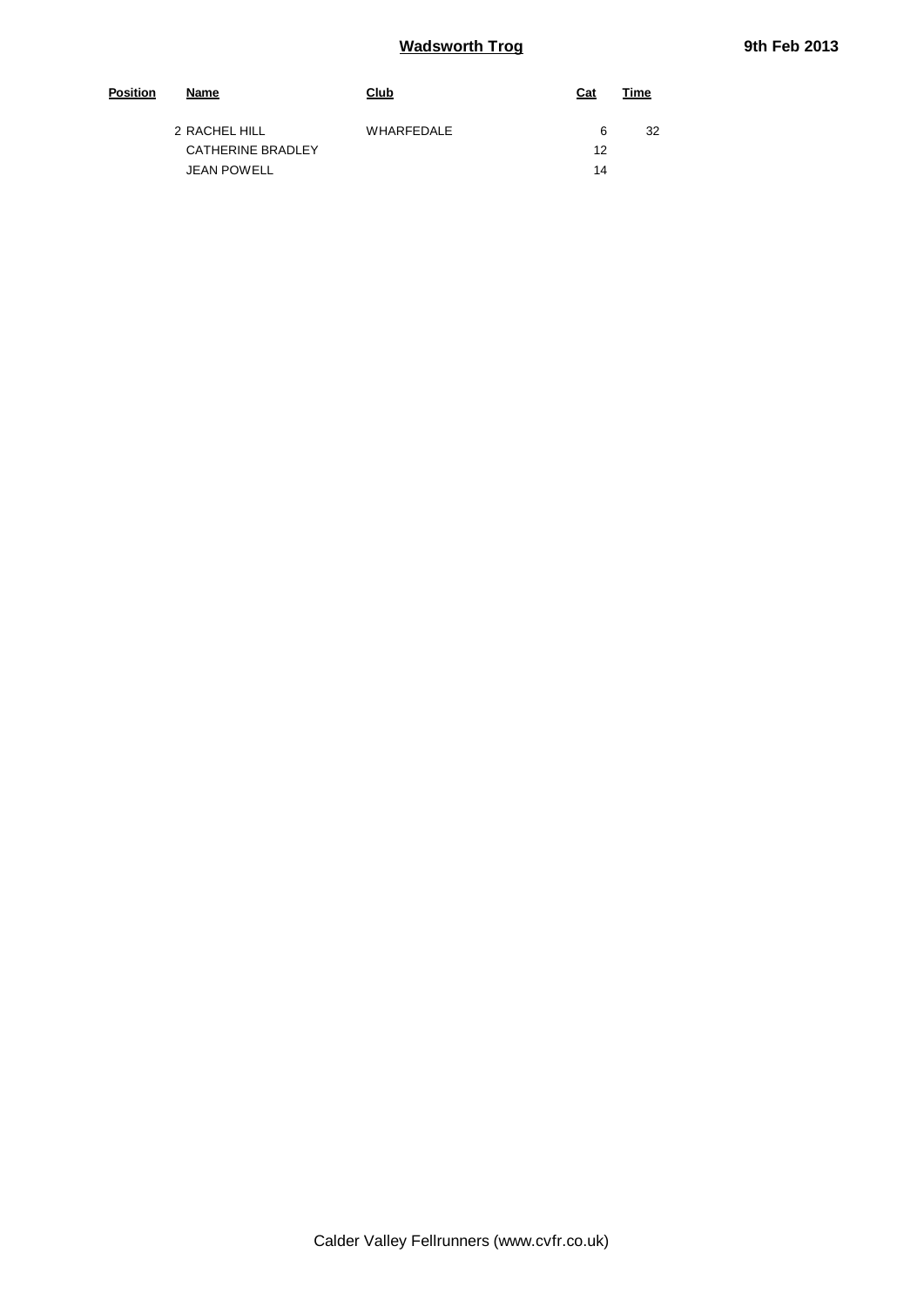**Wadsworth Trog** **9th Feb 2013**

| Position | Name | Club | Cat | Time |
|---|---|---|---|---|
| 2 | RACHEL HILL | WHARFEDALE | 6 | 32 |
| | CATHERINE BRADLEY | | 12 | |
| | JEAN POWELL | | 14 | |

Calder Valley Fellrunners (www.cvfr.co.uk)